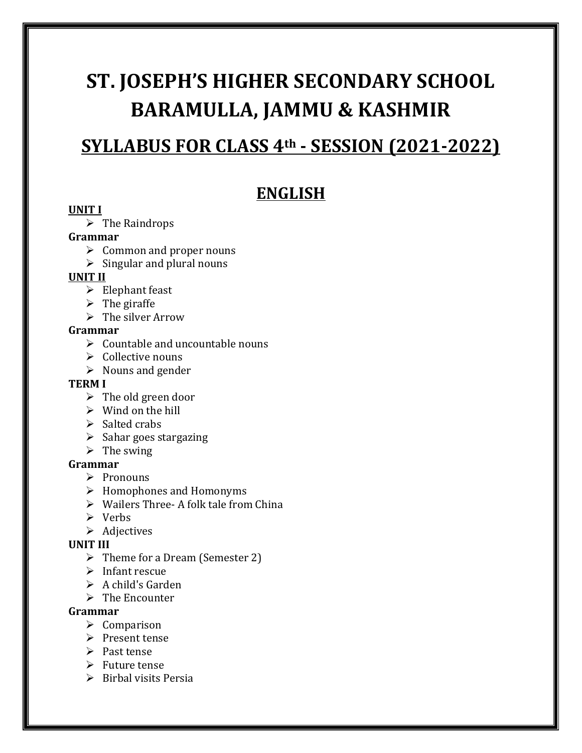# ST. JOSEPH'S HIGHER SECONDARY SCHOOL BARAMULLA, JAMMU & KASHMIR

## SYLLABUS FOR CLASS 4th - SESSION (2021-2022)

## ENGLISH

**UNIT I**

- The Raindrops

**Grammar**

- Common and proper nouns
- Singular and plural nouns

**UNIT II**

- Elephant feast
- The giraffe
- The silver Arrow

**Grammar**

- Countable and uncountable nouns
- Collective nouns
- Nouns and gender

**TERM I**

- The old green door
- Wind on the hill
- Salted crabs
- Sahar goes stargazing
- The swing

**Grammar**

- Pronouns
- Homophones and Homonyms
- Wailers Three- A folk tale from China
- Verbs
- Adjectives

**UNIT III**

- Theme for a Dream (Semester 2)
- Infant rescue
- A child's Garden
- The Encounter

**Grammar**

- Comparison
- Present tense
- Past tense
- Future tense
- Birbal visits Persia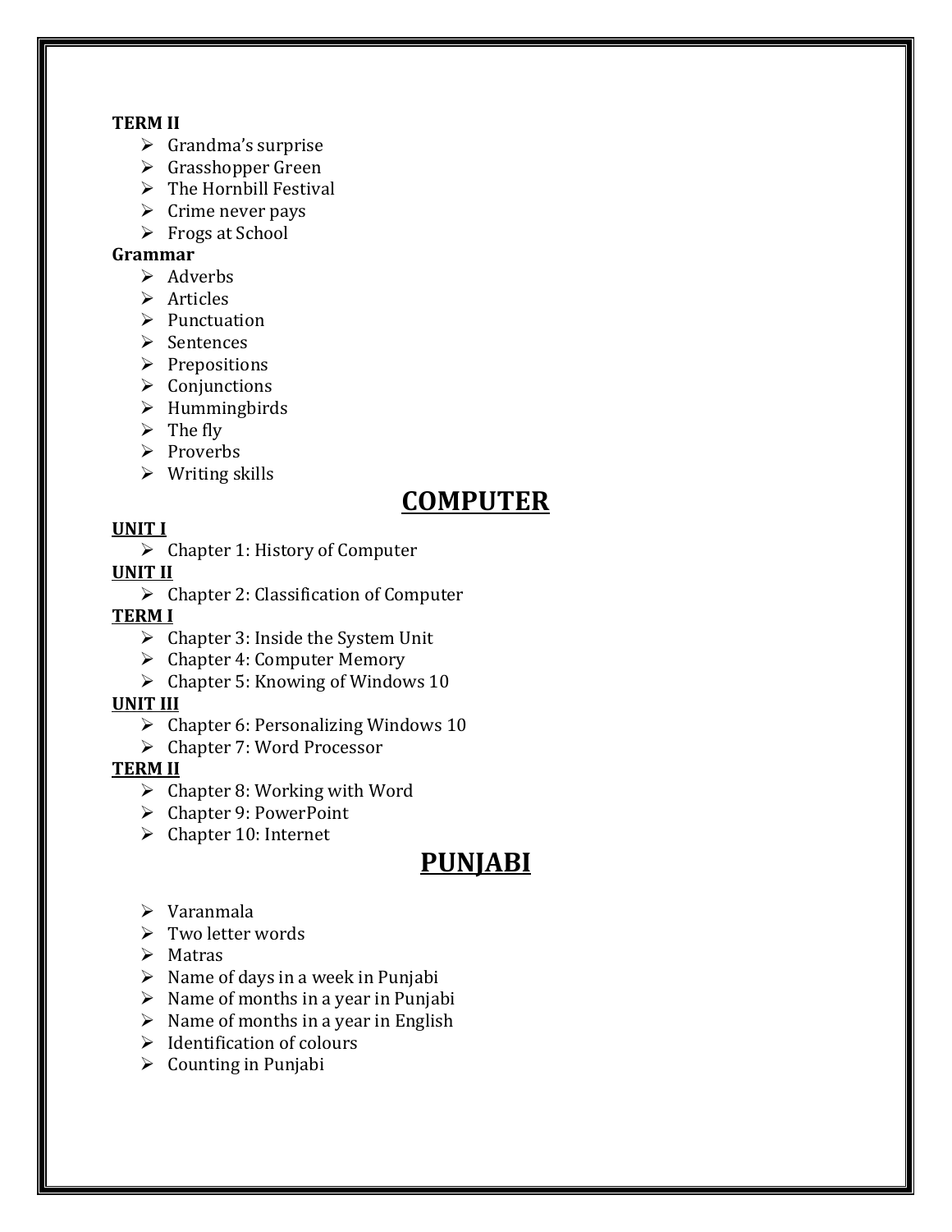**TERM II**

- Grandma's surprise
- Grasshopper Green
- The Hornbill Festival
- Crime never pays
- Frogs at School

**Grammar**

- Adverbs
- Articles
- Punctuation
- Sentences
- Prepositions
- Conjunctions
- Hummingbirds
- The fly
- Proverbs
- Writing skills

# COMPUTER

**UNIT I**

- Chapter 1: History of Computer

**UNIT II**

- Chapter 2: Classification of Computer

**TERM I**

- Chapter 3: Inside the System Unit
- Chapter 4: Computer Memory
- Chapter 5: Knowing of Windows 10

**UNIT III**

- Chapter 6: Personalizing Windows 10
- Chapter 7: Word Processor

**TERM II**

- Chapter 8: Working with Word
- Chapter 9: PowerPoint
- Chapter 10: Internet

# PUNJABI

- Varanmala
- Two letter words
- Matras
- Name of days in a week in Punjabi
- Name of months in a year in Punjabi
- Name of months in a year in English
- Identification of colours
- Counting in Punjabi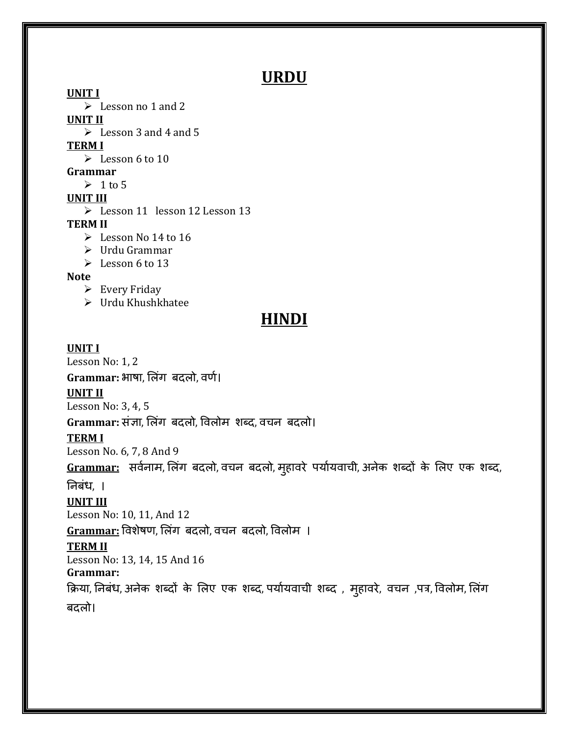# URDU

**UNIT I**

- Lesson no 1 and 2

**UNIT II**

- Lesson 3 and 4 and 5

**TERM I**

- Lesson 6 to 10

**Grammar**

- 1 to 5

**UNIT III**

- Lesson 11 lesson 12 Lesson 13

**TERM II**

- Lesson No 14 to 16
- Urdu Grammar
- Lesson 6 to 13

**Note**

- Every Friday
- Urdu Khushkhatee

# HINDI

**UNIT I**

Lesson No: 1, 2

**Grammar:** भाषा, लिंग बदलो, वर्ण।

**UNIT II**

Lesson No: 3, 4, 5

**Grammar:** संज्ञा, लिंग बदलो, विलोम शब्द, वचन बदलो।

**TERM I**

Lesson No. 6, 7, 8 And 9

**Grammar:** सर्वनाम, लिंग बदलो, वचन बदलो, मुहावरे पर्यायवाची, अनेक शब्दों के लिए एक शब्द, निबंध, ।

**UNIT III**

Lesson No: 10, 11, And 12

**Grammar:** विशेषण, लिंग बदलो, वचन बदलो, विलोम ।

**TERM II**

Lesson No: 13, 14, 15 And 16

**Grammar:**

क्रिया, निबंध, अनेक शब्दों के लिए एक शब्द, पर्यायवाची शब्द , मुहावरे, वचन ,पत्र, विलोम, लिंग बदलो।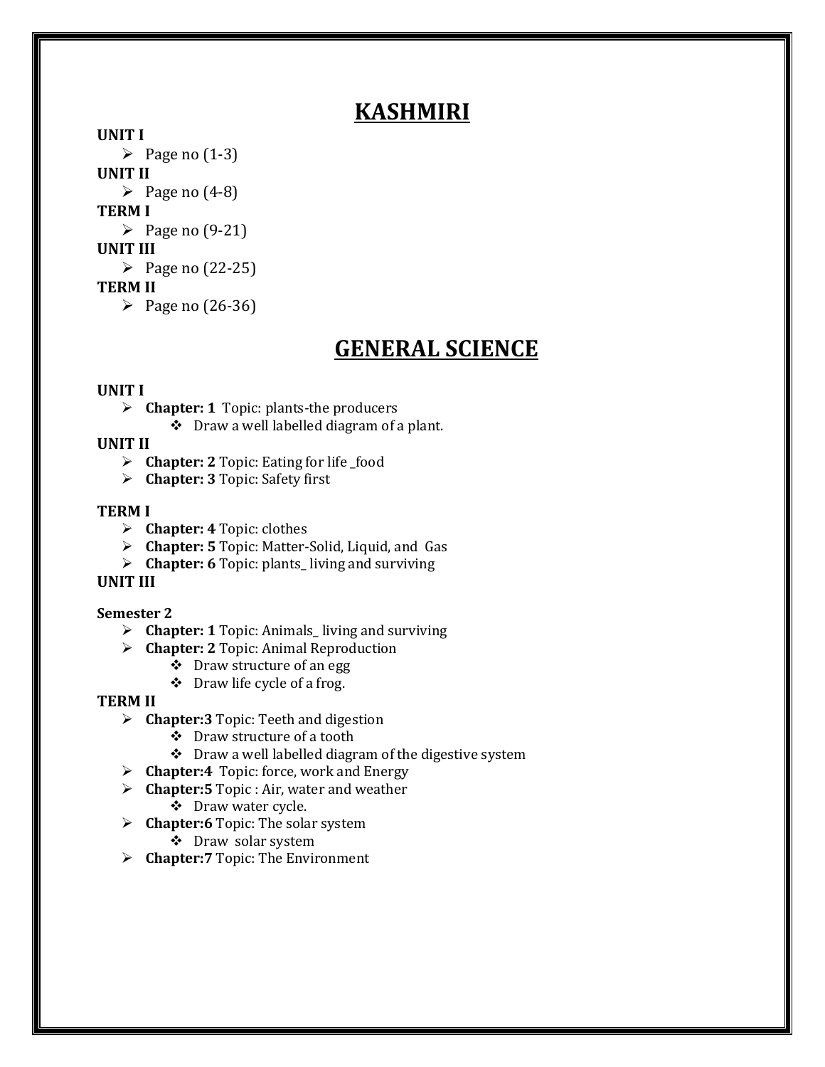# KASHMIRI

**UNIT I**

- Page no (1-3)

**UNIT II**

- Page no (4-8)

**TERM I**

- Page no (9-21)

**UNIT III**

- Page no (22-25)

**TERM II**

- Page no (26-36)

# GENERAL SCIENCE

**UNIT I**

- **Chapter: 1** Topic: plants-the producers
  - Draw a well labelled diagram of a plant.

**UNIT II**

- **Chapter: 2** Topic: Eating for life _food
- **Chapter: 3** Topic: Safety first

**TERM I**

- **Chapter: 4** Topic: clothes
- **Chapter: 5** Topic: Matter-Solid, Liquid, and Gas
- **Chapter: 6** Topic: plants_ living and surviving

**UNIT III**

**Semester 2**

- **Chapter: 1** Topic: Animals_ living and surviving
- **Chapter: 2** Topic: Animal Reproduction
  - Draw structure of an egg
  - Draw life cycle of a frog.

**TERM II**

- **Chapter:3** Topic: Teeth and digestion
  - Draw structure of a tooth
  - Draw a well labelled diagram of the digestive system
- **Chapter:4** Topic: force, work and Energy
- **Chapter:5** Topic : Air, water and weather
  - Draw water cycle.
- **Chapter:6** Topic: The solar system
  - Draw solar system
- **Chapter:7** Topic: The Environment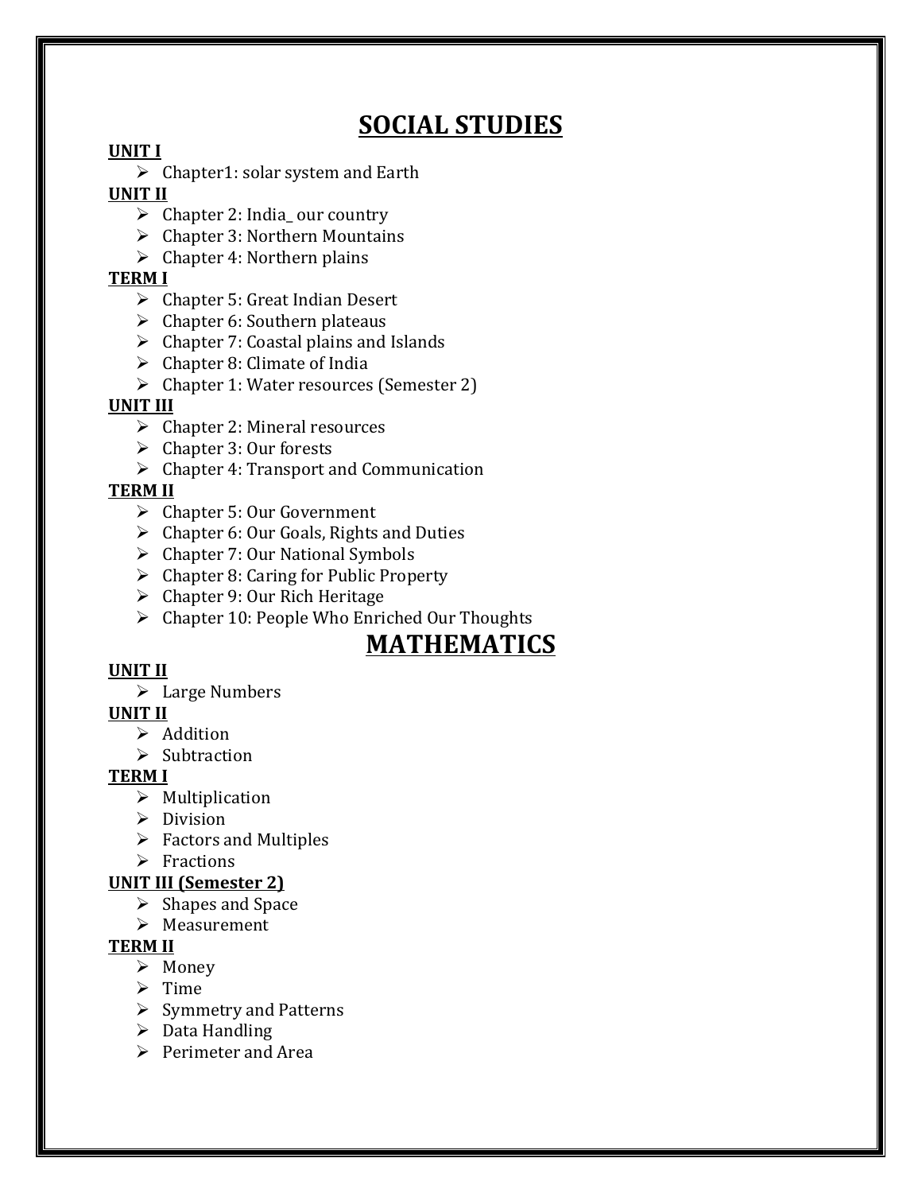# SOCIAL STUDIES

**UNIT I**

- Chapter1: solar system and Earth

**UNIT II**

- Chapter 2: India_ our country
- Chapter 3: Northern Mountains
- Chapter 4: Northern plains

**TERM I**

- Chapter 5: Great Indian Desert
- Chapter 6: Southern plateaus
- Chapter 7: Coastal plains and Islands
- Chapter 8: Climate of India
- Chapter 1: Water resources (Semester 2)

**UNIT III**

- Chapter 2: Mineral resources
- Chapter 3: Our forests
- Chapter 4: Transport and Communication

**TERM II**

- Chapter 5: Our Government
- Chapter 6: Our Goals, Rights and Duties
- Chapter 7: Our National Symbols
- Chapter 8: Caring for Public Property
- Chapter 9: Our Rich Heritage
- Chapter 10: People Who Enriched Our Thoughts

# MATHEMATICS

**UNIT II**

- Large Numbers

**UNIT II**

- Addition
- Subtraction

**TERM I**

- Multiplication
- Division
- Factors and Multiples
- Fractions

**UNIT III (Semester 2)**

- Shapes and Space
- Measurement

**TERM II**

- Money
- Time
- Symmetry and Patterns
- Data Handling
- Perimeter and Area